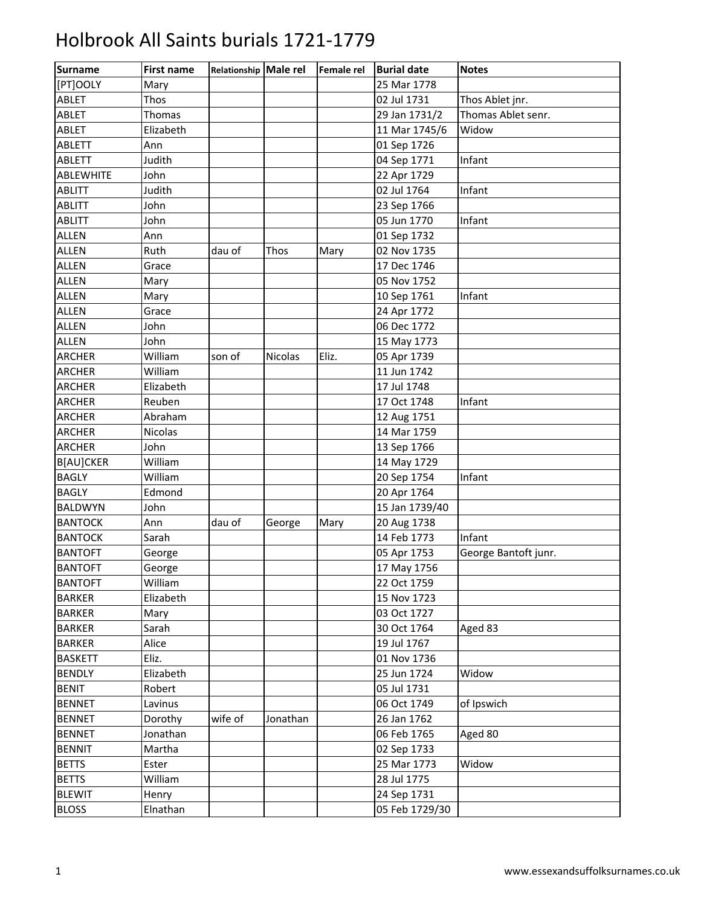# Holbrook All Saints burials 1721-1779

| Surname | First name | Relationship | Male rel | Female rel | Burial date | Notes |
|---|---|---|---|---|---|---|
| [PT]OOLY | Mary | | | | 25 Mar 1778 | |
| ABLET | Thos | | | | 02 Jul 1731 | Thos Ablet jnr. |
| ABLET | Thomas | | | | 29 Jan 1731/2 | Thomas Ablet senr. |
| ABLET | Elizabeth | | | | 11 Mar 1745/6 | Widow |
| ABLETT | Ann | | | | 01 Sep 1726 | |
| ABLETT | Judith | | | | 04 Sep 1771 | Infant |
| ABLEWHITE | John | | | | 22 Apr 1729 | |
| ABLITT | Judith | | | | 02 Jul 1764 | Infant |
| ABLITT | John | | | | 23 Sep 1766 | |
| ABLITT | John | | | | 05 Jun 1770 | Infant |
| ALLEN | Ann | | | | 01 Sep 1732 | |
| ALLEN | Ruth | dau of | Thos | Mary | 02 Nov 1735 | |
| ALLEN | Grace | | | | 17 Dec 1746 | |
| ALLEN | Mary | | | | 05 Nov 1752 | |
| ALLEN | Mary | | | | 10 Sep 1761 | Infant |
| ALLEN | Grace | | | | 24 Apr 1772 | |
| ALLEN | John | | | | 06 Dec 1772 | |
| ALLEN | John | | | | 15 May 1773 | |
| ARCHER | William | son of | Nicolas | Eliz. | 05 Apr 1739 | |
| ARCHER | William | | | | 11 Jun 1742 | |
| ARCHER | Elizabeth | | | | 17 Jul 1748 | |
| ARCHER | Reuben | | | | 17 Oct 1748 | Infant |
| ARCHER | Abraham | | | | 12 Aug 1751 | |
| ARCHER | Nicolas | | | | 14 Mar 1759 | |
| ARCHER | John | | | | 13 Sep 1766 | |
| B[AU]CKER | William | | | | 14 May 1729 | |
| BAGLY | William | | | | 20 Sep 1754 | Infant |
| BAGLY | Edmond | | | | 20 Apr 1764 | |
| BALDWYN | John | | | | 15 Jan 1739/40 | |
| BANTOCK | Ann | dau of | George | Mary | 20 Aug 1738 | |
| BANTOCK | Sarah | | | | 14 Feb 1773 | Infant |
| BANTOFT | George | | | | 05 Apr 1753 | George Bantoft junr. |
| BANTOFT | George | | | | 17 May 1756 | |
| BANTOFT | William | | | | 22 Oct 1759 | |
| BARKER | Elizabeth | | | | 15 Nov 1723 | |
| BARKER | Mary | | | | 03 Oct 1727 | |
| BARKER | Sarah | | | | 30 Oct 1764 | Aged 83 |
| BARKER | Alice | | | | 19 Jul 1767 | |
| BASKETT | Eliz. | | | | 01 Nov 1736 | |
| BENDLY | Elizabeth | | | | 25 Jun 1724 | Widow |
| BENIT | Robert | | | | 05 Jul 1731 | |
| BENNET | Lavinus | | | | 06 Oct 1749 | of Ipswich |
| BENNET | Dorothy | wife of | Jonathan | | 26 Jan 1762 | |
| BENNET | Jonathan | | | | 06 Feb 1765 | Aged 80 |
| BENNIT | Martha | | | | 02 Sep 1733 | |
| BETTS | Ester | | | | 25 Mar 1773 | Widow |
| BETTS | William | | | | 28 Jul 1775 | |
| BLEWIT | Henry | | | | 24 Sep 1731 | |
| BLOSS | Elnathan | | | | 05 Feb 1729/30 | |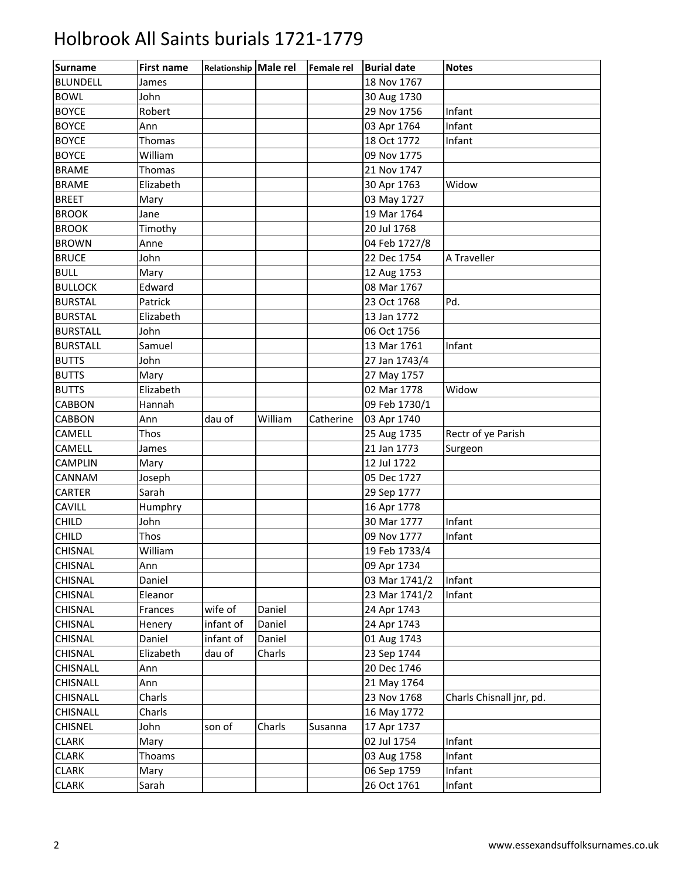# Holbrook All Saints burials 1721-1779

| Surname | First name | Relationship | Male rel | Female rel | Burial date | Notes |
|---|---|---|---|---|---|---|
| BLUNDELL | James | | | | 18 Nov 1767 | |
| BOWL | John | | | | 30 Aug 1730 | |
| BOYCE | Robert | | | | 29 Nov 1756 | Infant |
| BOYCE | Ann | | | | 03 Apr 1764 | Infant |
| BOYCE | Thomas | | | | 18 Oct 1772 | Infant |
| BOYCE | William | | | | 09 Nov 1775 | |
| BRAME | Thomas | | | | 21 Nov 1747 | |
| BRAME | Elizabeth | | | | 30 Apr 1763 | Widow |
| BREET | Mary | | | | 03 May 1727 | |
| BROOK | Jane | | | | 19 Mar 1764 | |
| BROOK | Timothy | | | | 20 Jul 1768 | |
| BROWN | Anne | | | | 04 Feb 1727/8 | |
| BRUCE | John | | | | 22 Dec 1754 | A Traveller |
| BULL | Mary | | | | 12 Aug 1753 | |
| BULLOCK | Edward | | | | 08 Mar 1767 | |
| BURSTAL | Patrick | | | | 23 Oct 1768 | Pd. |
| BURSTAL | Elizabeth | | | | 13 Jan 1772 | |
| BURSTALL | John | | | | 06 Oct 1756 | |
| BURSTALL | Samuel | | | | 13 Mar 1761 | Infant |
| BUTTS | John | | | | 27 Jan 1743/4 | |
| BUTTS | Mary | | | | 27 May 1757 | |
| BUTTS | Elizabeth | | | | 02 Mar 1778 | Widow |
| CABBON | Hannah | | | | 09 Feb 1730/1 | |
| CABBON | Ann | dau of | William | Catherine | 03 Apr 1740 | |
| CAMELL | Thos | | | | 25 Aug 1735 | Rectr of ye Parish |
| CAMELL | James | | | | 21 Jan 1773 | Surgeon |
| CAMPLIN | Mary | | | | 12 Jul 1722 | |
| CANNAM | Joseph | | | | 05 Dec 1727 | |
| CARTER | Sarah | | | | 29 Sep 1777 | |
| CAVILL | Humphry | | | | 16 Apr 1778 | |
| CHILD | John | | | | 30 Mar 1777 | Infant |
| CHILD | Thos | | | | 09 Nov 1777 | Infant |
| CHISNAL | William | | | | 19 Feb 1733/4 | |
| CHISNAL | Ann | | | | 09 Apr 1734 | |
| CHISNAL | Daniel | | | | 03 Mar 1741/2 | Infant |
| CHISNAL | Eleanor | | | | 23 Mar 1741/2 | Infant |
| CHISNAL | Frances | wife of | Daniel | | 24 Apr 1743 | |
| CHISNAL | Henery | infant of | Daniel | | 24 Apr 1743 | |
| CHISNAL | Daniel | infant of | Daniel | | 01 Aug 1743 | |
| CHISNAL | Elizabeth | dau of | Charls | | 23 Sep 1744 | |
| CHISNALL | Ann | | | | 20 Dec 1746 | |
| CHISNALL | Ann | | | | 21 May 1764 | |
| CHISNALL | Charls | | | | 23 Nov 1768 | Charls Chisnall jnr, pd. |
| CHISNALL | Charls | | | | 16 May 1772 | |
| CHISNEL | John | son of | Charls | Susanna | 17 Apr 1737 | |
| CLARK | Mary | | | | 02 Jul 1754 | Infant |
| CLARK | Thoams | | | | 03 Aug 1758 | Infant |
| CLARK | Mary | | | | 06 Sep 1759 | Infant |
| CLARK | Sarah | | | | 26 Oct 1761 | Infant |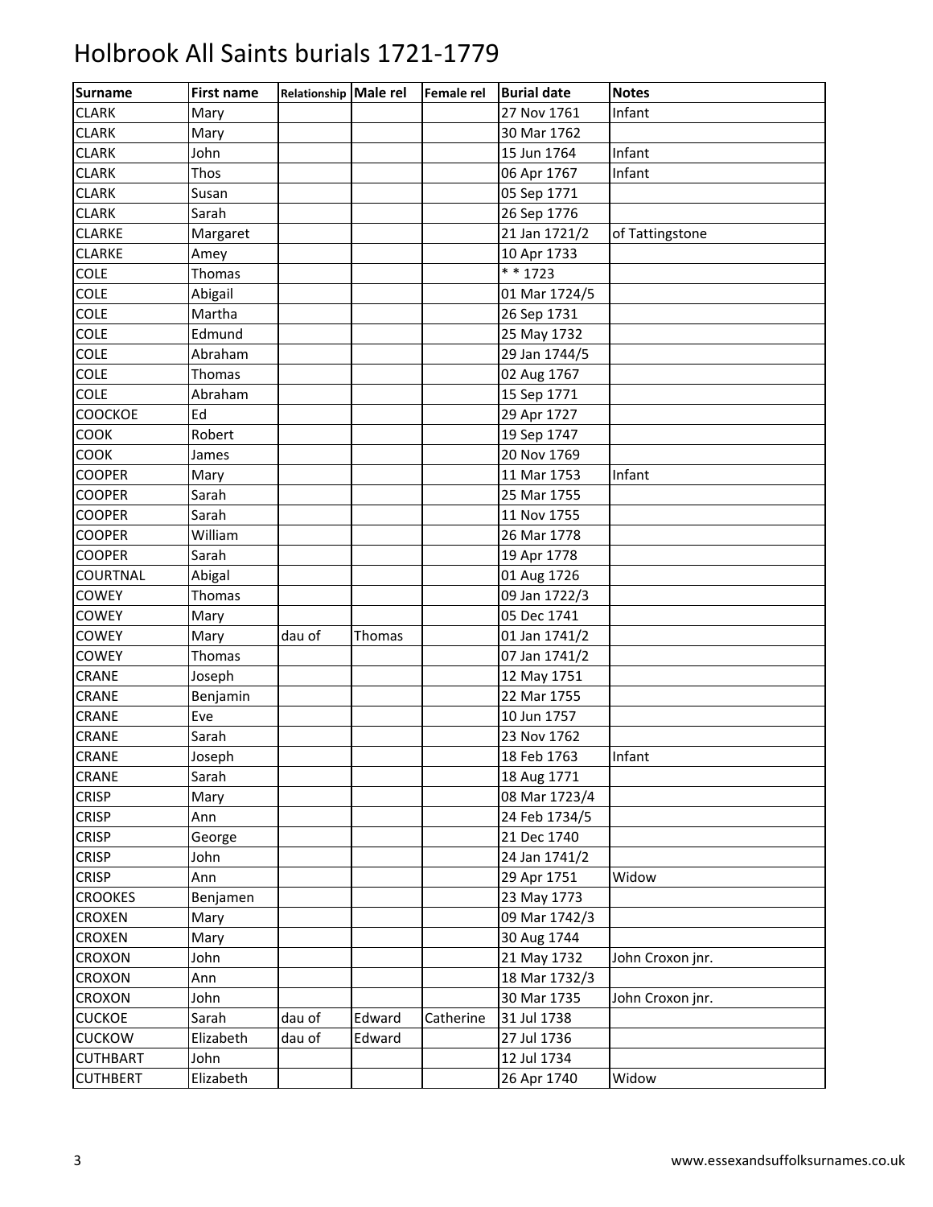# Holbrook All Saints burials 1721-1779

| Surname | First name | Relationship | Male rel | Female rel | Burial date | Notes |
|---|---|---|---|---|---|---|
| CLARK | Mary | | | | 27 Nov 1761 | Infant |
| CLARK | Mary | | | | 30 Mar 1762 | |
| CLARK | John | | | | 15 Jun 1764 | Infant |
| CLARK | Thos | | | | 06 Apr 1767 | Infant |
| CLARK | Susan | | | | 05 Sep 1771 | |
| CLARK | Sarah | | | | 26 Sep 1776 | |
| CLARKE | Margaret | | | | 21 Jan 1721/2 | of Tattingstone |
| CLARKE | Amey | | | | 10 Apr 1733 | |
| COLE | Thomas | | | | * * 1723 | |
| COLE | Abigail | | | | 01 Mar 1724/5 | |
| COLE | Martha | | | | 26 Sep 1731 | |
| COLE | Edmund | | | | 25 May 1732 | |
| COLE | Abraham | | | | 29 Jan 1744/5 | |
| COLE | Thomas | | | | 02 Aug 1767 | |
| COLE | Abraham | | | | 15 Sep 1771 | |
| COOCKOE | Ed | | | | 29 Apr 1727 | |
| COOK | Robert | | | | 19 Sep 1747 | |
| COOK | James | | | | 20 Nov 1769 | |
| COOPER | Mary | | | | 11 Mar 1753 | Infant |
| COOPER | Sarah | | | | 25 Mar 1755 | |
| COOPER | Sarah | | | | 11 Nov 1755 | |
| COOPER | William | | | | 26 Mar 1778 | |
| COOPER | Sarah | | | | 19 Apr 1778 | |
| COURTNAL | Abigal | | | | 01 Aug 1726 | |
| COWEY | Thomas | | | | 09 Jan 1722/3 | |
| COWEY | Mary | | | | 05 Dec 1741 | |
| COWEY | Mary | dau of | Thomas | | 01 Jan 1741/2 | |
| COWEY | Thomas | | | | 07 Jan 1741/2 | |
| CRANE | Joseph | | | | 12 May 1751 | |
| CRANE | Benjamin | | | | 22 Mar 1755 | |
| CRANE | Eve | | | | 10 Jun 1757 | |
| CRANE | Sarah | | | | 23 Nov 1762 | |
| CRANE | Joseph | | | | 18 Feb 1763 | Infant |
| CRANE | Sarah | | | | 18 Aug 1771 | |
| CRISP | Mary | | | | 08 Mar 1723/4 | |
| CRISP | Ann | | | | 24 Feb 1734/5 | |
| CRISP | George | | | | 21 Dec 1740 | |
| CRISP | John | | | | 24 Jan 1741/2 | |
| CRISP | Ann | | | | 29 Apr 1751 | Widow |
| CROOKES | Benjamen | | | | 23 May 1773 | |
| CROXEN | Mary | | | | 09 Mar 1742/3 | |
| CROXEN | Mary | | | | 30 Aug 1744 | |
| CROXON | John | | | | 21 May 1732 | John Croxon jnr. |
| CROXON | Ann | | | | 18 Mar 1732/3 | |
| CROXON | John | | | | 30 Mar 1735 | John Croxon jnr. |
| CUCKOE | Sarah | dau of | Edward | Catherine | 31 Jul 1738 | |
| CUCKOW | Elizabeth | dau of | Edward | | 27 Jul 1736 | |
| CUTHBART | John | | | | 12 Jul 1734 | |
| CUTHBERT | Elizabeth | | | | 26 Apr 1740 | Widow |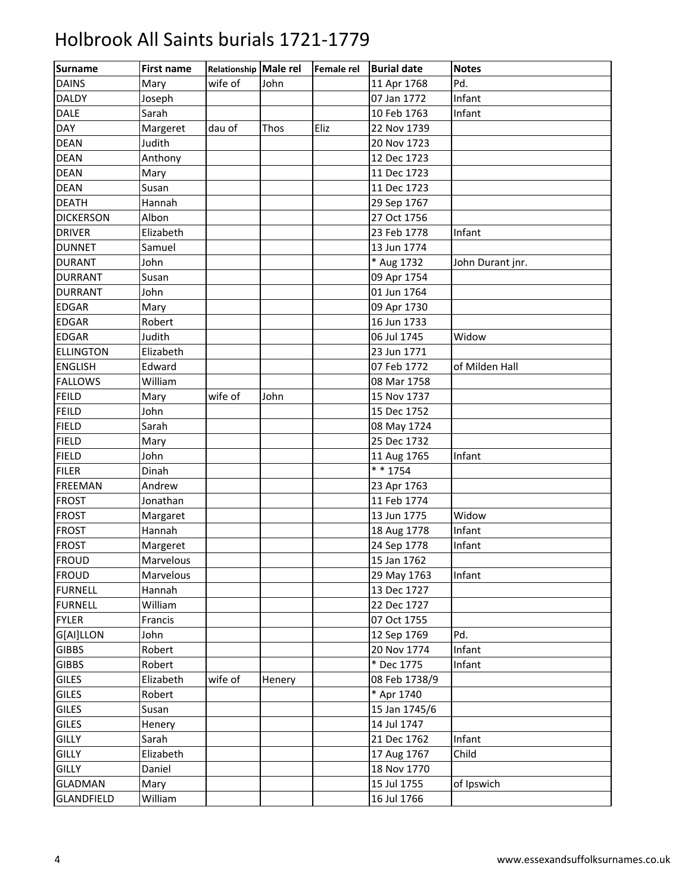# Holbrook All Saints burials 1721-1779

| Surname | First name | Relationship | Male rel | Female rel | Burial date | Notes |
|---|---|---|---|---|---|---|
| DAINS | Mary | wife of | John | | 11 Apr 1768 | Pd. |
| DALDY | Joseph | | | | 07 Jan 1772 | Infant |
| DALE | Sarah | | | | 10 Feb 1763 | Infant |
| DAY | Margeret | dau of | Thos | Eliz | 22 Nov 1739 | |
| DEAN | Judith | | | | 20 Nov 1723 | |
| DEAN | Anthony | | | | 12 Dec 1723 | |
| DEAN | Mary | | | | 11 Dec 1723 | |
| DEAN | Susan | | | | 11 Dec 1723 | |
| DEATH | Hannah | | | | 29 Sep 1767 | |
| DICKERSON | Albon | | | | 27 Oct 1756 | |
| DRIVER | Elizabeth | | | | 23 Feb 1778 | Infant |
| DUNNET | Samuel | | | | 13 Jun 1774 | |
| DURANT | John | | | | * Aug 1732 | John Durant jnr. |
| DURRANT | Susan | | | | 09 Apr 1754 | |
| DURRANT | John | | | | 01 Jun 1764 | |
| EDGAR | Mary | | | | 09 Apr 1730 | |
| EDGAR | Robert | | | | 16 Jun 1733 | |
| EDGAR | Judith | | | | 06 Jul 1745 | Widow |
| ELLINGTON | Elizabeth | | | | 23 Jun 1771 | |
| ENGLISH | Edward | | | | 07 Feb 1772 | of Milden Hall |
| FALLOWS | William | | | | 08 Mar 1758 | |
| FEILD | Mary | wife of | John | | 15 Nov 1737 | |
| FEILD | John | | | | 15 Dec 1752 | |
| FIELD | Sarah | | | | 08 May 1724 | |
| FIELD | Mary | | | | 25 Dec 1732 | |
| FIELD | John | | | | 11 Aug 1765 | Infant |
| FILER | Dinah | | | | * * 1754 | |
| FREEMAN | Andrew | | | | 23 Apr 1763 | |
| FROST | Jonathan | | | | 11 Feb 1774 | |
| FROST | Margaret | | | | 13 Jun 1775 | Widow |
| FROST | Hannah | | | | 18 Aug 1778 | Infant |
| FROST | Margeret | | | | 24 Sep 1778 | Infant |
| FROUD | Marvelous | | | | 15 Jan 1762 | |
| FROUD | Marvelous | | | | 29 May 1763 | Infant |
| FURNELL | Hannah | | | | 13 Dec 1727 | |
| FURNELL | William | | | | 22 Dec 1727 | |
| FYLER | Francis | | | | 07 Oct 1755 | |
| G[AI]LLON | John | | | | 12 Sep 1769 | Pd. |
| GIBBS | Robert | | | | 20 Nov 1774 | Infant |
| GIBBS | Robert | | | | * Dec 1775 | Infant |
| GILES | Elizabeth | wife of | Henery | | 08 Feb 1738/9 | |
| GILES | Robert | | | | * Apr 1740 | |
| GILES | Susan | | | | 15 Jan 1745/6 | |
| GILES | Henery | | | | 14 Jul 1747 | |
| GILLY | Sarah | | | | 21 Dec 1762 | Infant |
| GILLY | Elizabeth | | | | 17 Aug 1767 | Child |
| GILLY | Daniel | | | | 18 Nov 1770 | |
| GLADMAN | Mary | | | | 15 Jul 1755 | of Ipswich |
| GLANDFIELD | William | | | | 16 Jul 1766 | |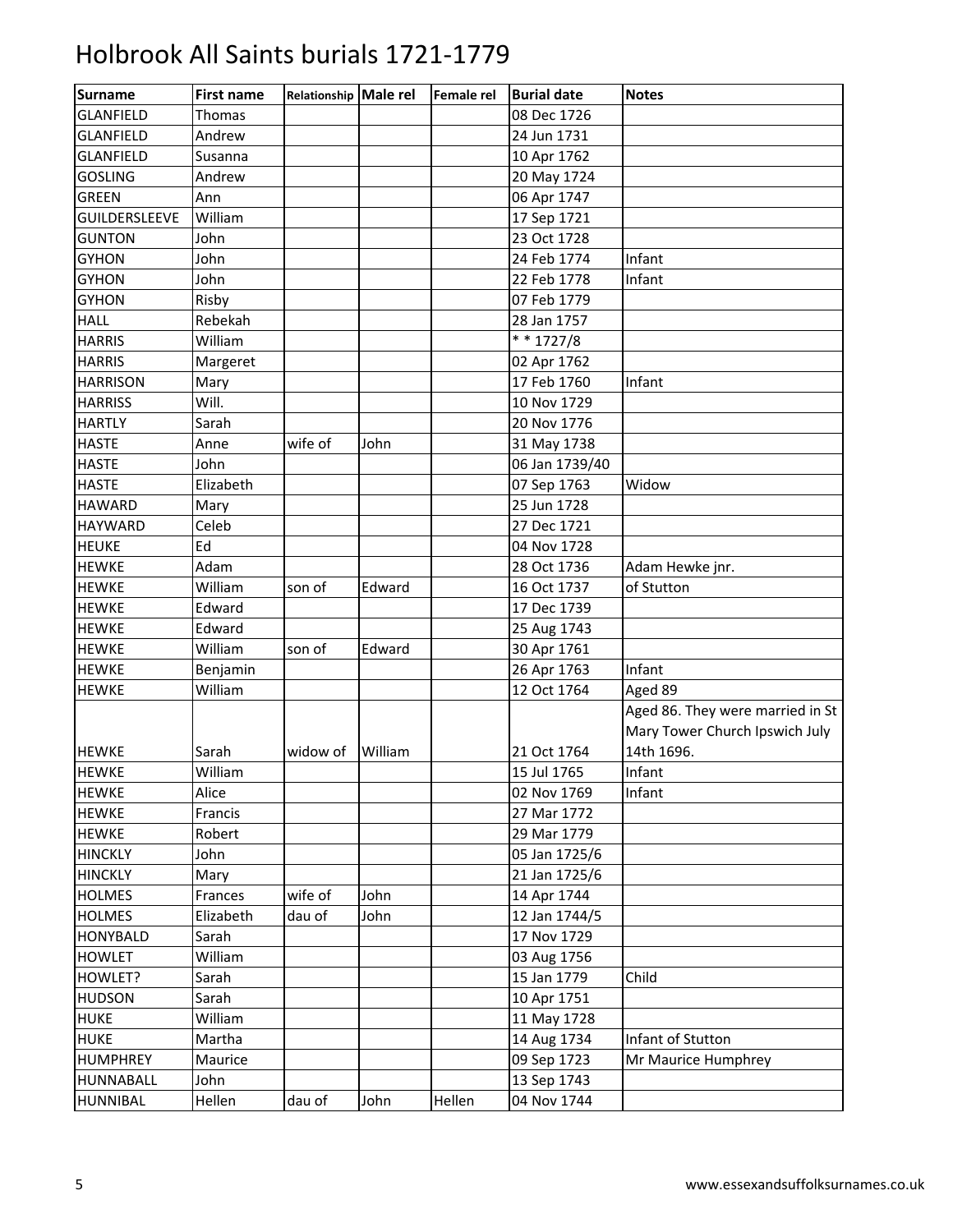# Holbrook All Saints burials 1721-1779

| Surname | First name | Relationship | Male rel | Female rel | Burial date | Notes |
|---|---|---|---|---|---|---|
| GLANFIELD | Thomas | | | | 08 Dec 1726 | |
| GLANFIELD | Andrew | | | | 24 Jun 1731 | |
| GLANFIELD | Susanna | | | | 10 Apr 1762 | |
| GOSLING | Andrew | | | | 20 May 1724 | |
| GREEN | Ann | | | | 06 Apr 1747 | |
| GUILDERSLEEVE | William | | | | 17 Sep 1721 | |
| GUNTON | John | | | | 23 Oct 1728 | |
| GYHON | John | | | | 24 Feb 1774 | Infant |
| GYHON | John | | | | 22 Feb 1778 | Infant |
| GYHON | Risby | | | | 07 Feb 1779 | |
| HALL | Rebekah | | | | 28 Jan 1757 | |
| HARRIS | William | | | | * * 1727/8 | |
| HARRIS | Margeret | | | | 02 Apr 1762 | |
| HARRISON | Mary | | | | 17 Feb 1760 | Infant |
| HARRISS | Will. | | | | 10 Nov 1729 | |
| HARTLY | Sarah | | | | 20 Nov 1776 | |
| HASTE | Anne | wife of | John | | 31 May 1738 | |
| HASTE | John | | | | 06 Jan 1739/40 | |
| HASTE | Elizabeth | | | | 07 Sep 1763 | Widow |
| HAWARD | Mary | | | | 25 Jun 1728 | |
| HAYWARD | Celeb | | | | 27 Dec 1721 | |
| HEUKE | Ed | | | | 04 Nov 1728 | |
| HEWKE | Adam | | | | 28 Oct 1736 | Adam Hewke jnr. |
| HEWKE | William | son of | Edward | | 16 Oct 1737 | of Stutton |
| HEWKE | Edward | | | | 17 Dec 1739 | |
| HEWKE | Edward | | | | 25 Aug 1743 | |
| HEWKE | William | son of | Edward | | 30 Apr 1761 | |
| HEWKE | Benjamin | | | | 26 Apr 1763 | Infant |
| HEWKE | William | | | | 12 Oct 1764 | Aged 89 |
| HEWKE | Sarah | widow of | William | | 21 Oct 1764 | Aged 86. They were married in St Mary Tower Church Ipswich July 14th 1696. |
| HEWKE | William | | | | 15 Jul 1765 | Infant |
| HEWKE | Alice | | | | 02 Nov 1769 | Infant |
| HEWKE | Francis | | | | 27 Mar 1772 | |
| HEWKE | Robert | | | | 29 Mar 1779 | |
| HINCKLY | John | | | | 05 Jan 1725/6 | |
| HINCKLY | Mary | | | | 21 Jan 1725/6 | |
| HOLMES | Frances | wife of | John | | 14 Apr 1744 | |
| HOLMES | Elizabeth | dau of | John | | 12 Jan 1744/5 | |
| HONYBALD | Sarah | | | | 17 Nov 1729 | |
| HOWLET | William | | | | 03 Aug 1756 | |
| HOWLET? | Sarah | | | | 15 Jan 1779 | Child |
| HUDSON | Sarah | | | | 10 Apr 1751 | |
| HUKE | William | | | | 11 May 1728 | |
| HUKE | Martha | | | | 14 Aug 1734 | Infant of Stutton |
| HUMPHREY | Maurice | | | | 09 Sep 1723 | Mr Maurice Humphrey |
| HUNNABALL | John | | | | 13 Sep 1743 | |
| HUNNIBAL | Hellen | dau of | John | Hellen | 04 Nov 1744 | |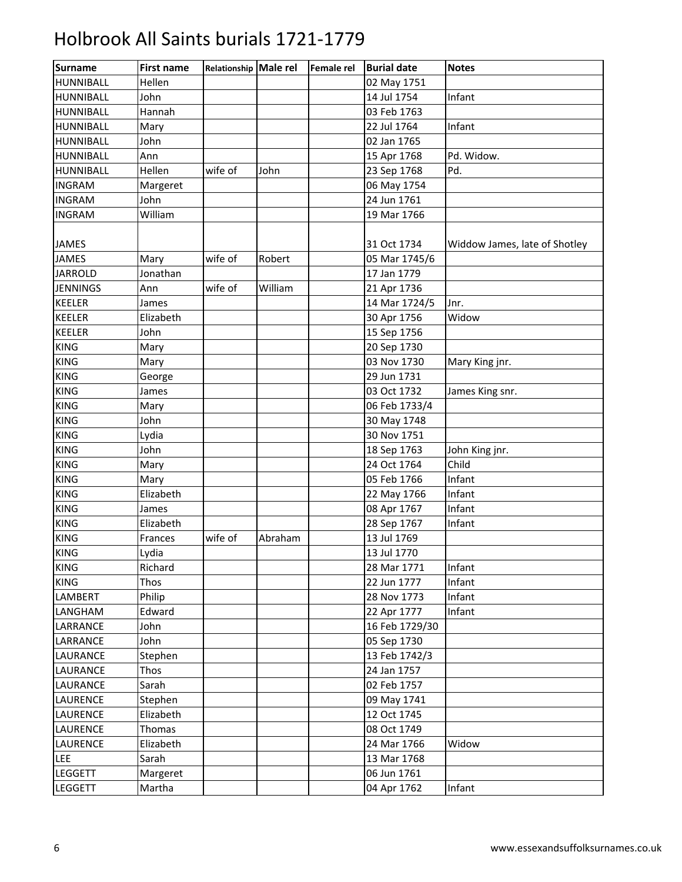# Holbrook All Saints burials 1721-1779

| Surname | First name | Relationship | Male rel | Female rel | Burial date | Notes |
|---|---|---|---|---|---|---|
| HUNNIBALL | Hellen | | | | 02 May 1751 | |
| HUNNIBALL | John | | | | 14 Jul 1754 | Infant |
| HUNNIBALL | Hannah | | | | 03 Feb 1763 | |
| HUNNIBALL | Mary | | | | 22 Jul 1764 | Infant |
| HUNNIBALL | John | | | | 02 Jan 1765 | |
| HUNNIBALL | Ann | | | | 15 Apr 1768 | Pd. Widow. |
| HUNNIBALL | Hellen | wife of | John | | 23 Sep 1768 | Pd. |
| INGRAM | Margeret | | | | 06 May 1754 | |
| INGRAM | John | | | | 24 Jun 1761 | |
| INGRAM | William | | | | 19 Mar 1766 | |
| JAMES | | | | | 31 Oct 1734 | Widdow James, late of Shotley |
| JAMES | Mary | wife of | Robert | | 05 Mar 1745/6 | |
| JARROLD | Jonathan | | | | 17 Jan 1779 | |
| JENNINGS | Ann | wife of | William | | 21 Apr 1736 | |
| KEELER | James | | | | 14 Mar 1724/5 | Jnr. |
| KEELER | Elizabeth | | | | 30 Apr 1756 | Widow |
| KEELER | John | | | | 15 Sep 1756 | |
| KING | Mary | | | | 20 Sep 1730 | |
| KING | Mary | | | | 03 Nov 1730 | Mary King jnr. |
| KING | George | | | | 29 Jun 1731 | |
| KING | James | | | | 03 Oct 1732 | James King snr. |
| KING | Mary | | | | 06 Feb 1733/4 | |
| KING | John | | | | 30 May 1748 | |
| KING | Lydia | | | | 30 Nov 1751 | |
| KING | John | | | | 18 Sep 1763 | John King jnr. |
| KING | Mary | | | | 24 Oct 1764 | Child |
| KING | Mary | | | | 05 Feb 1766 | Infant |
| KING | Elizabeth | | | | 22 May 1766 | Infant |
| KING | James | | | | 08 Apr 1767 | Infant |
| KING | Elizabeth | | | | 28 Sep 1767 | Infant |
| KING | Frances | wife of | Abraham | | 13 Jul 1769 | |
| KING | Lydia | | | | 13 Jul 1770 | |
| KING | Richard | | | | 28 Mar 1771 | Infant |
| KING | Thos | | | | 22 Jun 1777 | Infant |
| LAMBERT | Philip | | | | 28 Nov 1773 | Infant |
| LANGHAM | Edward | | | | 22 Apr 1777 | Infant |
| LARRANCE | John | | | | 16 Feb 1729/30 | |
| LARRANCE | John | | | | 05 Sep 1730 | |
| LAURANCE | Stephen | | | | 13 Feb 1742/3 | |
| LAURANCE | Thos | | | | 24 Jan 1757 | |
| LAURANCE | Sarah | | | | 02 Feb 1757 | |
| LAURENCE | Stephen | | | | 09 May 1741 | |
| LAURENCE | Elizabeth | | | | 12 Oct 1745 | |
| LAURENCE | Thomas | | | | 08 Oct 1749 | |
| LAURENCE | Elizabeth | | | | 24 Mar 1766 | Widow |
| LEE | Sarah | | | | 13 Mar 1768 | |
| LEGGETT | Margeret | | | | 06 Jun 1761 | |
| LEGGETT | Martha | | | | 04 Apr 1762 | Infant |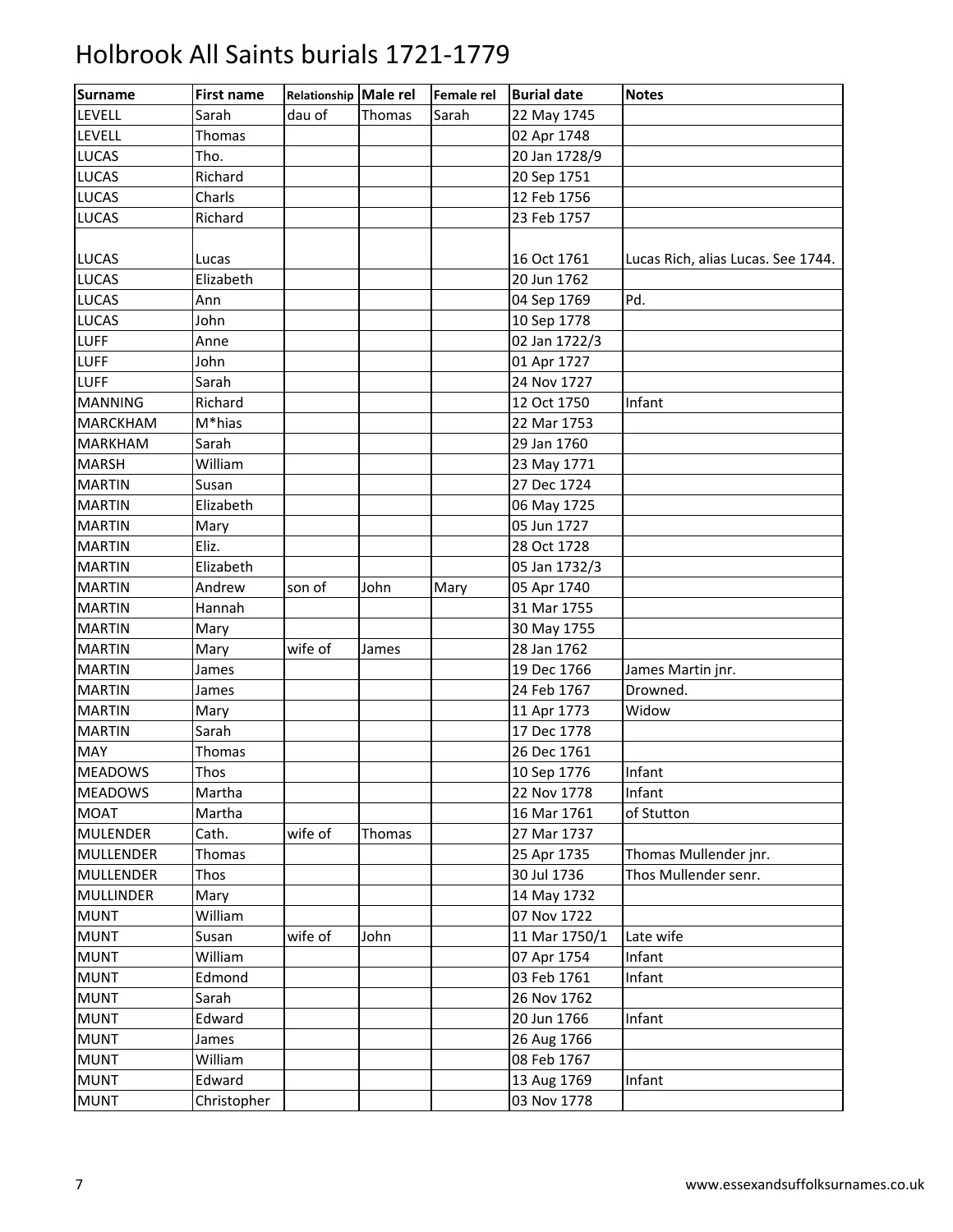# Holbrook All Saints burials 1721-1779

| Surname | First name | Relationship | Male rel | Female rel | Burial date | Notes |
|---|---|---|---|---|---|---|
| LEVELL | Sarah | dau of | Thomas | Sarah | 22 May 1745 | |
| LEVELL | Thomas | | | | 02 Apr 1748 | |
| LUCAS | Tho. | | | | 20 Jan 1728/9 | |
| LUCAS | Richard | | | | 20 Sep 1751 | |
| LUCAS | Charls | | | | 12 Feb 1756 | |
| LUCAS | Richard | | | | 23 Feb 1757 | |
| LUCAS | Lucas | | | | 16 Oct 1761 | Lucas Rich, alias Lucas. See 1744. |
| LUCAS | Elizabeth | | | | 20 Jun 1762 | |
| LUCAS | Ann | | | | 04 Sep 1769 | Pd. |
| LUCAS | John | | | | 10 Sep 1778 | |
| LUFF | Anne | | | | 02 Jan 1722/3 | |
| LUFF | John | | | | 01 Apr 1727 | |
| LUFF | Sarah | | | | 24 Nov 1727 | |
| MANNING | Richard | | | | 12 Oct 1750 | Infant |
| MARCKHAM | M*hias | | | | 22 Mar 1753 | |
| MARKHAM | Sarah | | | | 29 Jan 1760 | |
| MARSH | William | | | | 23 May 1771 | |
| MARTIN | Susan | | | | 27 Dec 1724 | |
| MARTIN | Elizabeth | | | | 06 May 1725 | |
| MARTIN | Mary | | | | 05 Jun 1727 | |
| MARTIN | Eliz. | | | | 28 Oct 1728 | |
| MARTIN | Elizabeth | | | | 05 Jan 1732/3 | |
| MARTIN | Andrew | son of | John | Mary | 05 Apr 1740 | |
| MARTIN | Hannah | | | | 31 Mar 1755 | |
| MARTIN | Mary | | | | 30 May 1755 | |
| MARTIN | Mary | wife of | James | | 28 Jan 1762 | |
| MARTIN | James | | | | 19 Dec 1766 | James Martin jnr. |
| MARTIN | James | | | | 24 Feb 1767 | Drowned. |
| MARTIN | Mary | | | | 11 Apr 1773 | Widow |
| MARTIN | Sarah | | | | 17 Dec 1778 | |
| MAY | Thomas | | | | 26 Dec 1761 | |
| MEADOWS | Thos | | | | 10 Sep 1776 | Infant |
| MEADOWS | Martha | | | | 22 Nov 1778 | Infant |
| MOAT | Martha | | | | 16 Mar 1761 | of Stutton |
| MULENDER | Cath. | wife of | Thomas | | 27 Mar 1737 | |
| MULLENDER | Thomas | | | | 25 Apr 1735 | Thomas Mullender jnr. |
| MULLENDER | Thos | | | | 30 Jul 1736 | Thos Mullender senr. |
| MULLINDER | Mary | | | | 14 May 1732 | |
| MUNT | William | | | | 07 Nov 1722 | |
| MUNT | Susan | wife of | John | | 11 Mar 1750/1 | Late wife |
| MUNT | William | | | | 07 Apr 1754 | Infant |
| MUNT | Edmond | | | | 03 Feb 1761 | Infant |
| MUNT | Sarah | | | | 26 Nov 1762 | |
| MUNT | Edward | | | | 20 Jun 1766 | Infant |
| MUNT | James | | | | 26 Aug 1766 | |
| MUNT | William | | | | 08 Feb 1767 | |
| MUNT | Edward | | | | 13 Aug 1769 | Infant |
| MUNT | Christopher | | | | 03 Nov 1778 | |

www.essexandsuffolksurnames.co.uk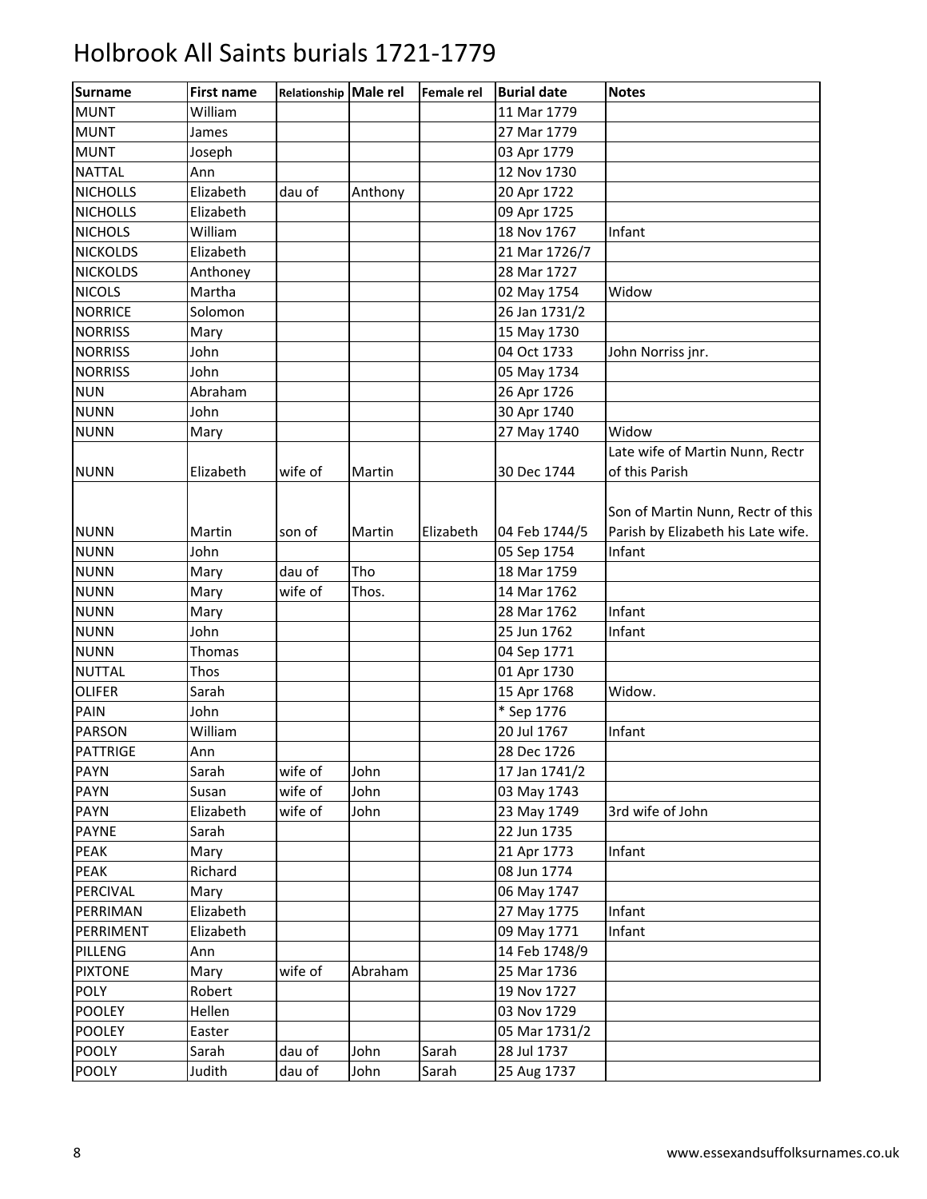# Holbrook All Saints burials 1721-1779

| Surname | First name | Relationship | Male rel | Female rel | Burial date | Notes |
|---|---|---|---|---|---|---|
| MUNT | William | | | | 11 Mar 1779 | |
| MUNT | James | | | | 27 Mar 1779 | |
| MUNT | Joseph | | | | 03 Apr 1779 | |
| NATTAL | Ann | | | | 12 Nov 1730 | |
| NICHOLLS | Elizabeth | dau of | Anthony | | 20 Apr 1722 | |
| NICHOLLS | Elizabeth | | | | 09 Apr 1725 | |
| NICHOLS | William | | | | 18 Nov 1767 | Infant |
| NICKOLDS | Elizabeth | | | | 21 Mar 1726/7 | |
| NICKOLDS | Anthoney | | | | 28 Mar 1727 | |
| NICOLS | Martha | | | | 02 May 1754 | Widow |
| NORRICE | Solomon | | | | 26 Jan 1731/2 | |
| NORRISS | Mary | | | | 15 May 1730 | |
| NORRISS | John | | | | 04 Oct 1733 | John Norriss jnr. |
| NORRISS | John | | | | 05 May 1734 | |
| NUN | Abraham | | | | 26 Apr 1726 | |
| NUNN | John | | | | 30 Apr 1740 | |
| NUNN | Mary | | | | 27 May 1740 | Widow |
| NUNN | Elizabeth | wife of | Martin | | 30 Dec 1744 | Late wife of Martin Nunn, Rectr of this Parish |
| NUNN | Martin | son of | Martin | Elizabeth | 04 Feb 1744/5 | Son of Martin Nunn, Rectr of this Parish by Elizabeth his Late wife. |
| NUNN | John | | | | 05 Sep 1754 | Infant |
| NUNN | Mary | dau of | Tho | | 18 Mar 1759 | |
| NUNN | Mary | wife of | Thos. | | 14 Mar 1762 | |
| NUNN | Mary | | | | 28 Mar 1762 | Infant |
| NUNN | John | | | | 25 Jun 1762 | Infant |
| NUNN | Thomas | | | | 04 Sep 1771 | |
| NUTTAL | Thos | | | | 01 Apr 1730 | |
| OLIFER | Sarah | | | | 15 Apr 1768 | Widow. |
| PAIN | John | | | | * Sep 1776 | |
| PARSON | William | | | | 20 Jul 1767 | Infant |
| PATTRIGE | Ann | | | | 28 Dec 1726 | |
| PAYN | Sarah | wife of | John | | 17 Jan 1741/2 | |
| PAYN | Susan | wife of | John | | 03 May 1743 | |
| PAYN | Elizabeth | wife of | John | | 23 May 1749 | 3rd wife of John |
| PAYNE | Sarah | | | | 22 Jun 1735 | |
| PEAK | Mary | | | | 21 Apr 1773 | Infant |
| PEAK | Richard | | | | 08 Jun 1774 | |
| PERCIVAL | Mary | | | | 06 May 1747 | |
| PERRIMAN | Elizabeth | | | | 27 May 1775 | Infant |
| PERRIMENT | Elizabeth | | | | 09 May 1771 | Infant |
| PILLENG | Ann | | | | 14 Feb 1748/9 | |
| PIXTONE | Mary | wife of | Abraham | | 25 Mar 1736 | |
| POLY | Robert | | | | 19 Nov 1727 | |
| POOLEY | Hellen | | | | 03 Nov 1729 | |
| POOLEY | Easter | | | | 05 Mar 1731/2 | |
| POOLY | Sarah | dau of | John | Sarah | 28 Jul 1737 | |
| POOLY | Judith | dau of | John | Sarah | 25 Aug 1737 | |

www.essexandsuffolksurnames.co.uk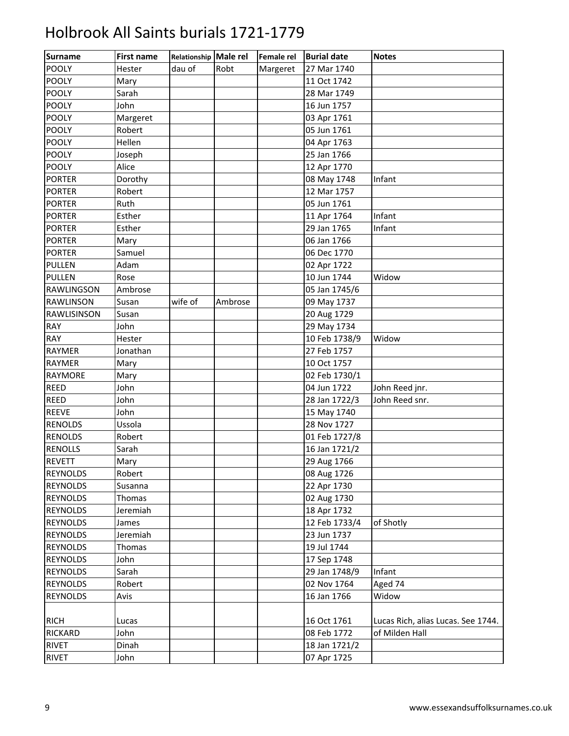# Holbrook All Saints burials 1721-1779

| Surname | First name | Relationship | Male rel | Female rel | Burial date | Notes |
|---|---|---|---|---|---|---|
| POOLY | Hester | dau of | Robt | Margeret | 27 Mar 1740 | |
| POOLY | Mary | | | | 11 Oct 1742 | |
| POOLY | Sarah | | | | 28 Mar 1749 | |
| POOLY | John | | | | 16 Jun 1757 | |
| POOLY | Margeret | | | | 03 Apr 1761 | |
| POOLY | Robert | | | | 05 Jun 1761 | |
| POOLY | Hellen | | | | 04 Apr 1763 | |
| POOLY | Joseph | | | | 25 Jan 1766 | |
| POOLY | Alice | | | | 12 Apr 1770 | |
| PORTER | Dorothy | | | | 08 May 1748 | Infant |
| PORTER | Robert | | | | 12 Mar 1757 | |
| PORTER | Ruth | | | | 05 Jun 1761 | |
| PORTER | Esther | | | | 11 Apr 1764 | Infant |
| PORTER | Esther | | | | 29 Jan 1765 | Infant |
| PORTER | Mary | | | | 06 Jan 1766 | |
| PORTER | Samuel | | | | 06 Dec 1770 | |
| PULLEN | Adam | | | | 02 Apr 1722 | |
| PULLEN | Rose | | | | 10 Jun 1744 | Widow |
| RAWLINGSON | Ambrose | | | | 05 Jan 1745/6 | |
| RAWLINSON | Susan | wife of | Ambrose | | 09 May 1737 | |
| RAWLISINSON | Susan | | | | 20 Aug 1729 | |
| RAY | John | | | | 29 May 1734 | |
| RAY | Hester | | | | 10 Feb 1738/9 | Widow |
| RAYMER | Jonathan | | | | 27 Feb 1757 | |
| RAYMER | Mary | | | | 10 Oct 1757 | |
| RAYMORE | Mary | | | | 02 Feb 1730/1 | |
| REED | John | | | | 04 Jun 1722 | John Reed jnr. |
| REED | John | | | | 28 Jan 1722/3 | John Reed snr. |
| REEVE | John | | | | 15 May 1740 | |
| RENOLDS | Ussola | | | | 28 Nov 1727 | |
| RENOLDS | Robert | | | | 01 Feb 1727/8 | |
| RENOLLS | Sarah | | | | 16 Jan 1721/2 | |
| REVETT | Mary | | | | 29 Aug 1766 | |
| REYNOLDS | Robert | | | | 08 Aug 1726 | |
| REYNOLDS | Susanna | | | | 22 Apr 1730 | |
| REYNOLDS | Thomas | | | | 02 Aug 1730 | |
| REYNOLDS | Jeremiah | | | | 18 Apr 1732 | |
| REYNOLDS | James | | | | 12 Feb 1733/4 | of Shotly |
| REYNOLDS | Jeremiah | | | | 23 Jun 1737 | |
| REYNOLDS | Thomas | | | | 19 Jul 1744 | |
| REYNOLDS | John | | | | 17 Sep 1748 | |
| REYNOLDS | Sarah | | | | 29 Jan 1748/9 | Infant |
| REYNOLDS | Robert | | | | 02 Nov 1764 | Aged 74 |
| REYNOLDS | Avis | | | | 16 Jan 1766 | Widow |
| RICH | Lucas | | | | 16 Oct 1761 | Lucas Rich, alias Lucas. See 1744. |
| RICKARD | John | | | | 08 Feb 1772 | of Milden Hall |
| RIVET | Dinah | | | | 18 Jan 1721/2 | |
| RIVET | John | | | | 07 Apr 1725 | |

www.essexandsuffolksurnames.co.uk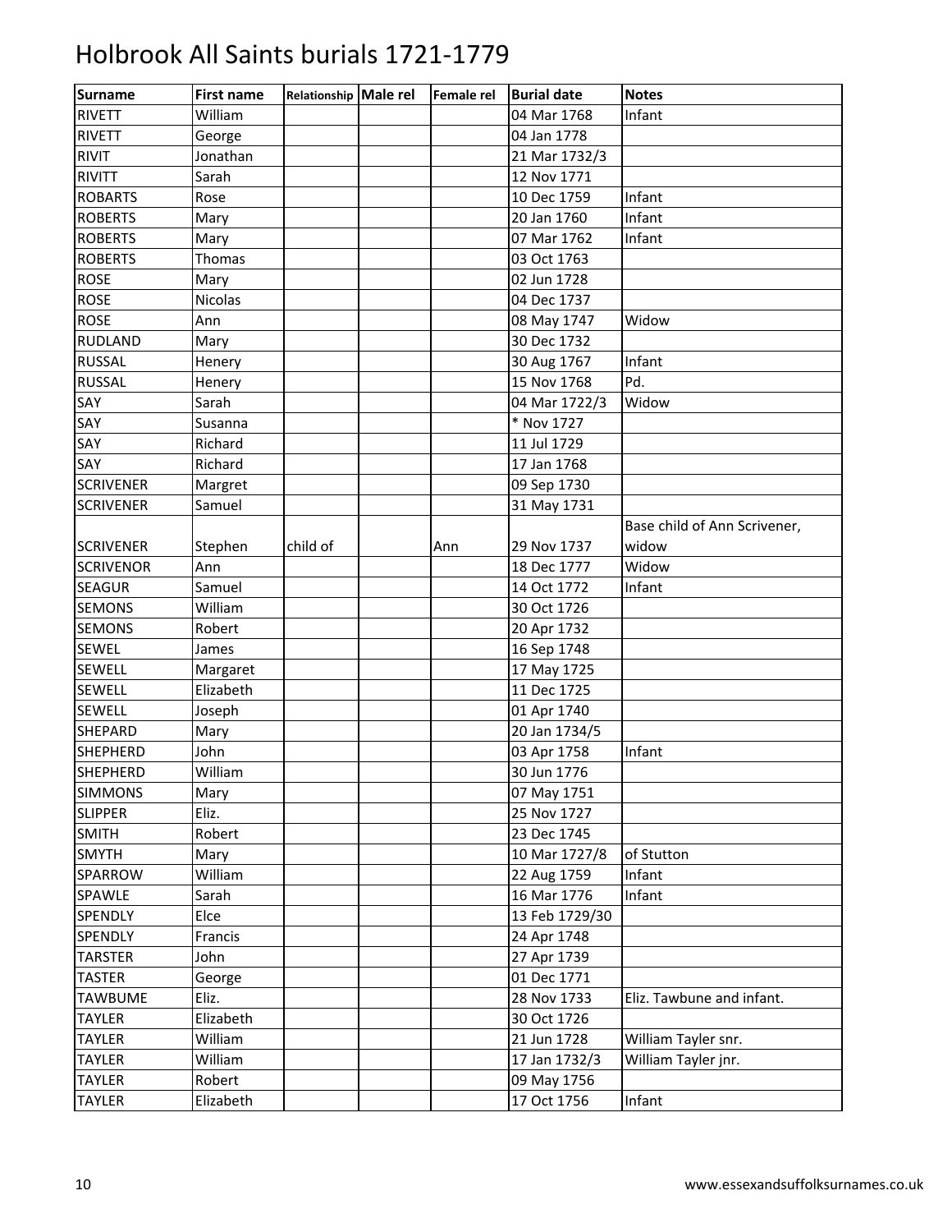# Holbrook All Saints burials 1721-1779

| Surname | First name | Relationship | Male rel | Female rel | Burial date | Notes |
|---|---|---|---|---|---|---|
| RIVETT | William | | | | 04 Mar 1768 | Infant |
| RIVETT | George | | | | 04 Jan 1778 | |
| RIVIT | Jonathan | | | | 21 Mar 1732/3 | |
| RIVITT | Sarah | | | | 12 Nov 1771 | |
| ROBARTS | Rose | | | | 10 Dec 1759 | Infant |
| ROBERTS | Mary | | | | 20 Jan 1760 | Infant |
| ROBERTS | Mary | | | | 07 Mar 1762 | Infant |
| ROBERTS | Thomas | | | | 03 Oct 1763 | |
| ROSE | Mary | | | | 02 Jun 1728 | |
| ROSE | Nicolas | | | | 04 Dec 1737 | |
| ROSE | Ann | | | | 08 May 1747 | Widow |
| RUDLAND | Mary | | | | 30 Dec 1732 | |
| RUSSAL | Henery | | | | 30 Aug 1767 | Infant |
| RUSSAL | Henery | | | | 15 Nov 1768 | Pd. |
| SAY | Sarah | | | | 04 Mar 1722/3 | Widow |
| SAY | Susanna | | | | * Nov 1727 | |
| SAY | Richard | | | | 11 Jul 1729 | |
| SAY | Richard | | | | 17 Jan 1768 | |
| SCRIVENER | Margret | | | | 09 Sep 1730 | |
| SCRIVENER | Samuel | | | | 31 May 1731 | |
| SCRIVENER | Stephen | child of | | Ann | 29 Nov 1737 | Base child of Ann Scrivener, widow |
| SCRIVENOR | Ann | | | | 18 Dec 1777 | Widow |
| SEAGUR | Samuel | | | | 14 Oct 1772 | Infant |
| SEMONS | William | | | | 30 Oct 1726 | |
| SEMONS | Robert | | | | 20 Apr 1732 | |
| SEWEL | James | | | | 16 Sep 1748 | |
| SEWELL | Margaret | | | | 17 May 1725 | |
| SEWELL | Elizabeth | | | | 11 Dec 1725 | |
| SEWELL | Joseph | | | | 01 Apr 1740 | |
| SHEPARD | Mary | | | | 20 Jan 1734/5 | |
| SHEPHERD | John | | | | 03 Apr 1758 | Infant |
| SHEPHERD | William | | | | 30 Jun 1776 | |
| SIMMONS | Mary | | | | 07 May 1751 | |
| SLIPPER | Eliz. | | | | 25 Nov 1727 | |
| SMITH | Robert | | | | 23 Dec 1745 | |
| SMYTH | Mary | | | | 10 Mar 1727/8 | of Stutton |
| SPARROW | William | | | | 22 Aug 1759 | Infant |
| SPAWLE | Sarah | | | | 16 Mar 1776 | Infant |
| SPENDLY | Elce | | | | 13 Feb 1729/30 | |
| SPENDLY | Francis | | | | 24 Apr 1748 | |
| TARSTER | John | | | | 27 Apr 1739 | |
| TASTER | George | | | | 01 Dec 1771 | |
| TAWBUME | Eliz. | | | | 28 Nov 1733 | Eliz. Tawbune and infant. |
| TAYLER | Elizabeth | | | | 30 Oct 1726 | |
| TAYLER | William | | | | 21 Jun 1728 | William Tayler snr. |
| TAYLER | William | | | | 17 Jan 1732/3 | William Tayler jnr. |
| TAYLER | Robert | | | | 09 May 1756 | |
| TAYLER | Elizabeth | | | | 17 Oct 1756 | Infant |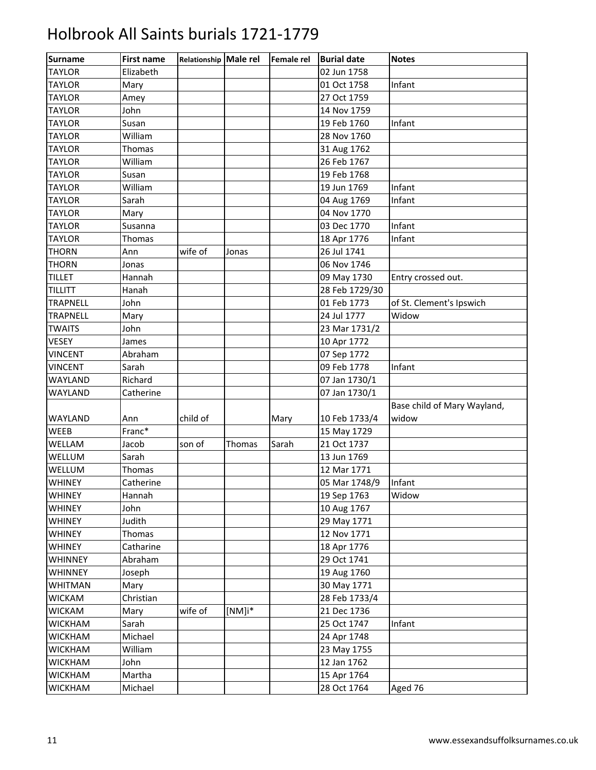# Holbrook All Saints burials 1721-1779

| Surname | First name | Relationship | Male rel | Female rel | Burial date | Notes |
|---|---|---|---|---|---|---|
| TAYLOR | Elizabeth | | | | 02 Jun 1758 | |
| TAYLOR | Mary | | | | 01 Oct 1758 | Infant |
| TAYLOR | Amey | | | | 27 Oct 1759 | |
| TAYLOR | John | | | | 14 Nov 1759 | |
| TAYLOR | Susan | | | | 19 Feb 1760 | Infant |
| TAYLOR | William | | | | 28 Nov 1760 | |
| TAYLOR | Thomas | | | | 31 Aug 1762 | |
| TAYLOR | William | | | | 26 Feb 1767 | |
| TAYLOR | Susan | | | | 19 Feb 1768 | |
| TAYLOR | William | | | | 19 Jun 1769 | Infant |
| TAYLOR | Sarah | | | | 04 Aug 1769 | Infant |
| TAYLOR | Mary | | | | 04 Nov 1770 | |
| TAYLOR | Susanna | | | | 03 Dec 1770 | Infant |
| TAYLOR | Thomas | | | | 18 Apr 1776 | Infant |
| THORN | Ann | wife of | Jonas | | 26 Jul 1741 | |
| THORN | Jonas | | | | 06 Nov 1746 | |
| TILLET | Hannah | | | | 09 May 1730 | Entry crossed out. |
| TILLITT | Hanah | | | | 28 Feb 1729/30 | |
| TRAPNELL | John | | | | 01 Feb 1773 | of St. Clement's Ipswich |
| TRAPNELL | Mary | | | | 24 Jul 1777 | Widow |
| TWAITS | John | | | | 23 Mar 1731/2 | |
| VESEY | James | | | | 10 Apr 1772 | |
| VINCENT | Abraham | | | | 07 Sep 1772 | |
| VINCENT | Sarah | | | | 09 Feb 1778 | Infant |
| WAYLAND | Richard | | | | 07 Jan 1730/1 | |
| WAYLAND | Catherine | | | | 07 Jan 1730/1 | |
| WAYLAND | Ann | child of | | Mary | 10 Feb 1733/4 | Base child of Mary Wayland, widow |
| WEEB | Franc* | | | | 15 May 1729 | |
| WELLAM | Jacob | son of | Thomas | Sarah | 21 Oct 1737 | |
| WELLUM | Sarah | | | | 13 Jun 1769 | |
| WELLUM | Thomas | | | | 12 Mar 1771 | |
| WHINEY | Catherine | | | | 05 Mar 1748/9 | Infant |
| WHINEY | Hannah | | | | 19 Sep 1763 | Widow |
| WHINEY | John | | | | 10 Aug 1767 | |
| WHINEY | Judith | | | | 29 May 1771 | |
| WHINEY | Thomas | | | | 12 Nov 1771 | |
| WHINEY | Catharine | | | | 18 Apr 1776 | |
| WHINNEY | Abraham | | | | 29 Oct 1741 | |
| WHINNEY | Joseph | | | | 19 Aug 1760 | |
| WHITMAN | Mary | | | | 30 May 1771 | |
| WICKAM | Christian | | | | 28 Feb 1733/4 | |
| WICKAM | Mary | wife of | [NM]i* | | 21 Dec 1736 | |
| WICKHAM | Sarah | | | | 25 Oct 1747 | Infant |
| WICKHAM | Michael | | | | 24 Apr 1748 | |
| WICKHAM | William | | | | 23 May 1755 | |
| WICKHAM | John | | | | 12 Jan 1762 | |
| WICKHAM | Martha | | | | 15 Apr 1764 | |
| WICKHAM | Michael | | | | 28 Oct 1764 | Aged 76 |

www.essexandsuffolksurnames.co.uk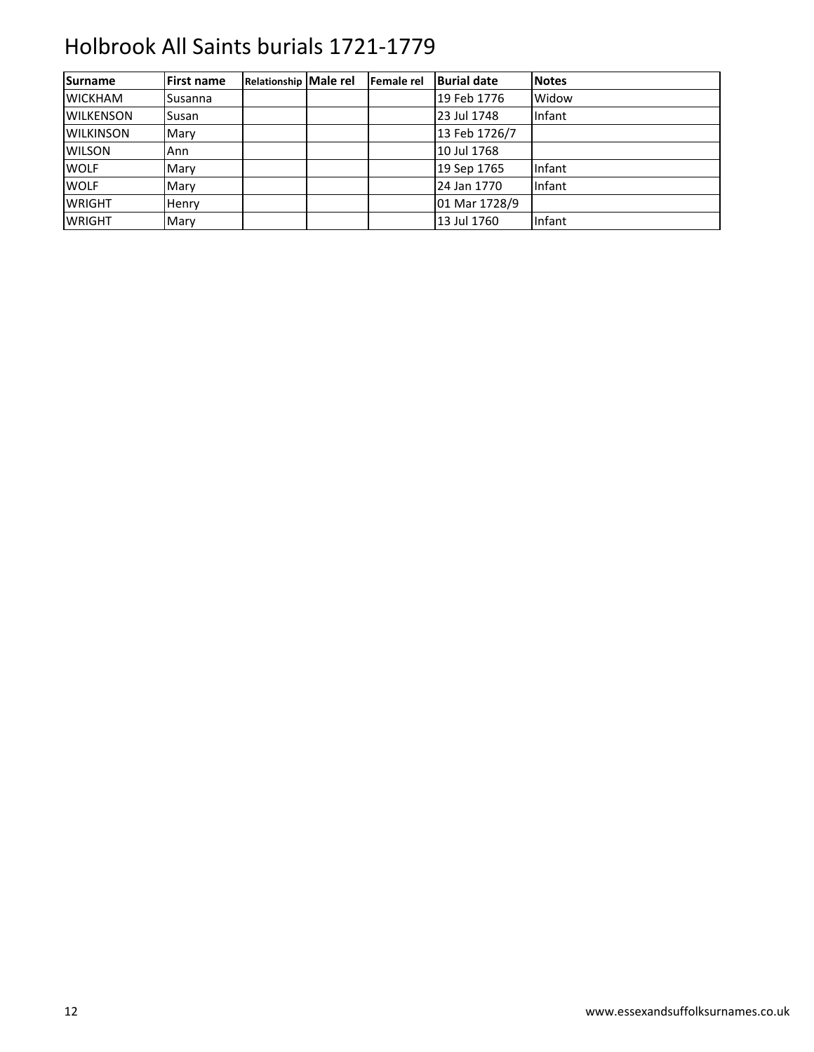# Holbrook All Saints burials 1721-1779

| Surname | First name | Relationship | Male rel | Female rel | Burial date | Notes |
|---|---|---|---|---|---|---|
| WICKHAM | Susanna | | | | 19 Feb 1776 | Widow |
| WILKENSON | Susan | | | | 23 Jul 1748 | Infant |
| WILKINSON | Mary | | | | 13 Feb 1726/7 | |
| WILSON | Ann | | | | 10 Jul 1768 | |
| WOLF | Mary | | | | 19 Sep 1765 | Infant |
| WOLF | Mary | | | | 24 Jan 1770 | Infant |
| WRIGHT | Henry | | | | 01 Mar 1728/9 | |
| WRIGHT | Mary | | | | 13 Jul 1760 | Infant |

www.essexandsuffolksurnames.co.uk